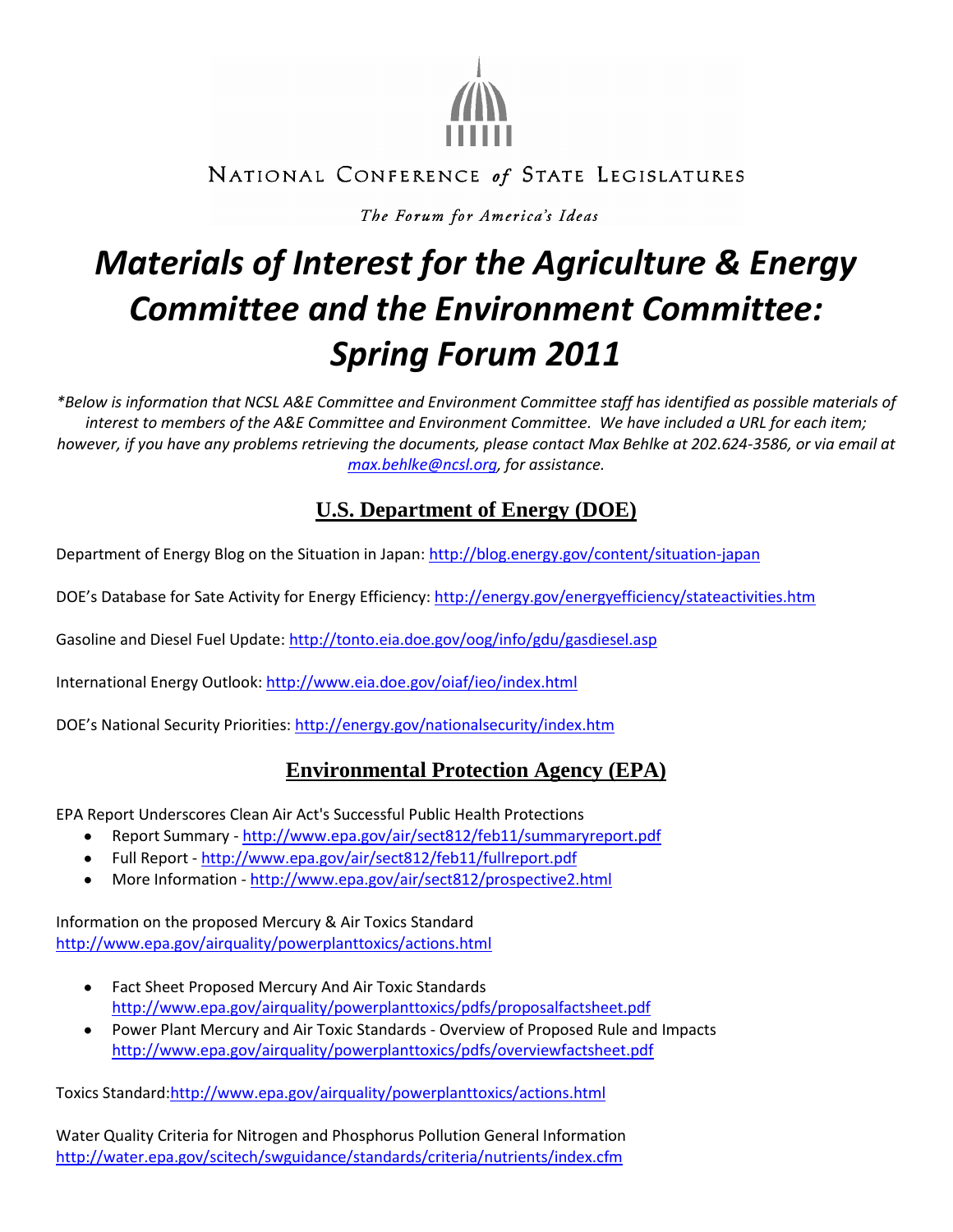NATIONAL CONFERENCE *of* STATE LEGISLATURES

*The Forum for America's Ideas*

# *Materials of Interest for the Agriculture & Energy Committee and the Environment Committee: Spring Forum 2011*

*\*Below is information that NCSL A&E Committee and Environment Committee staff has identified as possible materials of interest to members of the A&E Committee and Environment Committee. We have included a URL for each item; however, if you have any problems retrieving the documents, please contact Max Behlke at 202.624-3586, or via email at max.behlke@ncsl.org, for assistance.*

## U.S. Department of Energy (DOE)

Department of Energy Blog on the Situation in Japan: http://blog.energy.gov/content/situation-japan

DOE's Database for Sate Activity for Energy Efficiency: http://energy.gov/energyefficiency/stateactivities.htm

Gasoline and Diesel Fuel Update: http://tonto.eia.doe.gov/oog/info/gdu/gasdiesel.asp

International Energy Outlook: http://www.eia.doe.gov/oiaf/ieo/index.html

DOE's National Security Priorities: http://energy.gov/nationalsecurity/index.htm

## Environmental Protection Agency (EPA)

EPA Report Underscores Clean Air Act's Successful Public Health Protections

- Report Summary - http://www.epa.gov/air/sect812/feb11/summaryreport.pdf
- Full Report - http://www.epa.gov/air/sect812/feb11/fullreport.pdf
- More Information - http://www.epa.gov/air/sect812/prospective2.html

Information on the proposed Mercury & Air Toxics Standard
http://www.epa.gov/airquality/powerplanttoxics/actions.html

- Fact Sheet Proposed Mercury And Air Toxic Standards
  http://www.epa.gov/airquality/powerplanttoxics/pdfs/proposalfactsheet.pdf
- Power Plant Mercury and Air Toxic Standards - Overview of Proposed Rule and Impacts
  http://www.epa.gov/airquality/powerplanttoxics/pdfs/overviewfactsheet.pdf

Toxics Standard:http://www.epa.gov/airquality/powerplanttoxics/actions.html

Water Quality Criteria for Nitrogen and Phosphorus Pollution General Information
http://water.epa.gov/scitech/swguidance/standards/criteria/nutrients/index.cfm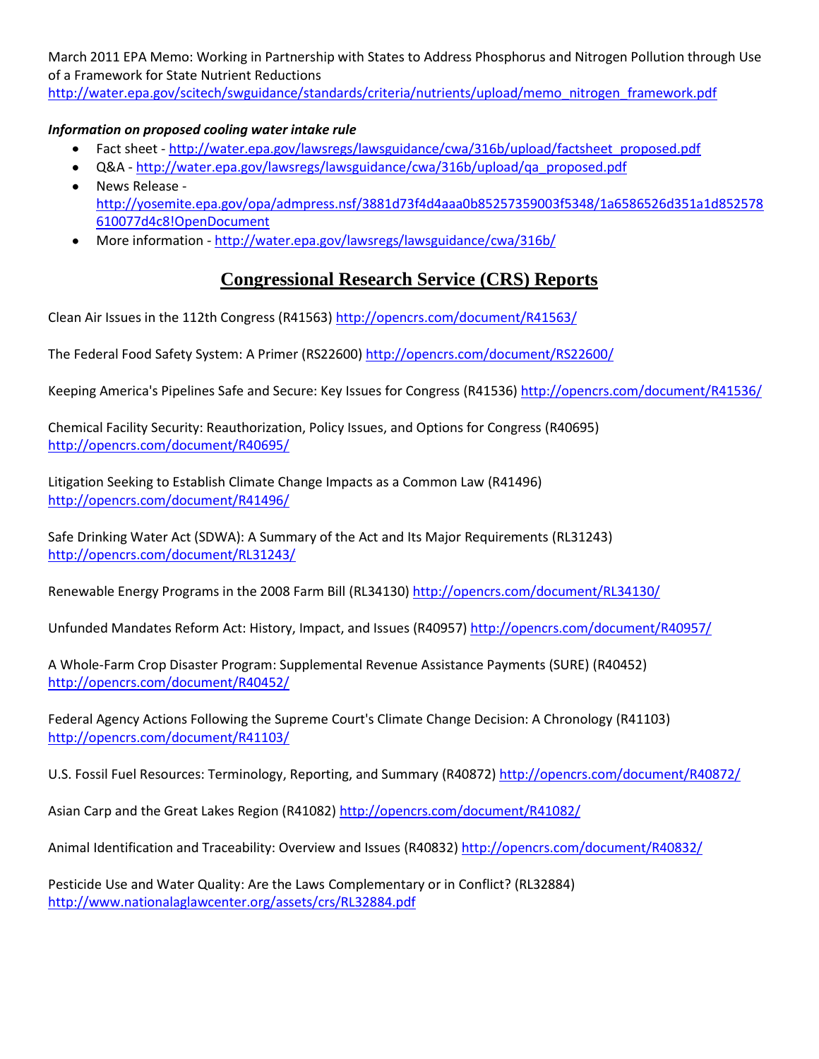March 2011 EPA Memo: Working in Partnership with States to Address Phosphorus and Nitrogen Pollution through Use of a Framework for State Nutrient Reductions
http://water.epa.gov/scitech/swguidance/standards/criteria/nutrients/upload/memo_nitrogen_framework.pdf

***Information on proposed cooling water intake rule***

- Fact sheet - http://water.epa.gov/lawsregs/lawsguidance/cwa/316b/upload/factsheet_proposed.pdf
- Q&A - http://water.epa.gov/lawsregs/lawsguidance/cwa/316b/upload/qa_proposed.pdf
- News Release - http://yosemite.epa.gov/opa/admpress.nsf/3881d73f4d4aaa0b85257359003f5348/1a6586526d351a1d852578610077d4c8!OpenDocument
- More information - http://water.epa.gov/lawsregs/lawsguidance/cwa/316b/

## Congressional Research Service (CRS) Reports

Clean Air Issues in the 112th Congress (R41563) http://opencrs.com/document/R41563/

The Federal Food Safety System: A Primer (RS22600) http://opencrs.com/document/RS22600/

Keeping America's Pipelines Safe and Secure: Key Issues for Congress (R41536) http://opencrs.com/document/R41536/

Chemical Facility Security: Reauthorization, Policy Issues, and Options for Congress (R40695) http://opencrs.com/document/R40695/

Litigation Seeking to Establish Climate Change Impacts as a Common Law (R41496) http://opencrs.com/document/R41496/

Safe Drinking Water Act (SDWA): A Summary of the Act and Its Major Requirements (RL31243) http://opencrs.com/document/RL31243/

Renewable Energy Programs in the 2008 Farm Bill (RL34130) http://opencrs.com/document/RL34130/

Unfunded Mandates Reform Act: History, Impact, and Issues (R40957) http://opencrs.com/document/R40957/

A Whole-Farm Crop Disaster Program: Supplemental Revenue Assistance Payments (SURE) (R40452) http://opencrs.com/document/R40452/

Federal Agency Actions Following the Supreme Court's Climate Change Decision: A Chronology (R41103) http://opencrs.com/document/R41103/

U.S. Fossil Fuel Resources: Terminology, Reporting, and Summary (R40872) http://opencrs.com/document/R40872/

Asian Carp and the Great Lakes Region (R41082) http://opencrs.com/document/R41082/

Animal Identification and Traceability: Overview and Issues (R40832) http://opencrs.com/document/R40832/

Pesticide Use and Water Quality: Are the Laws Complementary or in Conflict? (RL32884) http://www.nationalaglawcenter.org/assets/crs/RL32884.pdf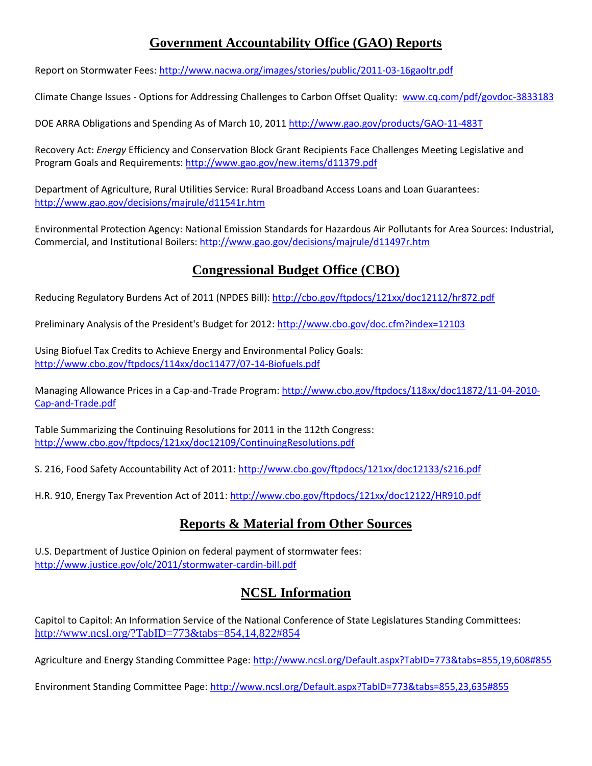## Government Accountability Office (GAO) Reports

Report on Stormwater Fees: http://www.nacwa.org/images/stories/public/2011-03-16gaoltr.pdf

Climate Change Issues - Options for Addressing Challenges to Carbon Offset Quality: www.cq.com/pdf/govdoc-3833183

DOE ARRA Obligations and Spending As of March 10, 2011 http://www.gao.gov/products/GAO-11-483T

Recovery Act: *Energy* Efficiency and Conservation Block Grant Recipients Face Challenges Meeting Legislative and Program Goals and Requirements: http://www.gao.gov/new.items/d11379.pdf

Department of Agriculture, Rural Utilities Service: Rural Broadband Access Loans and Loan Guarantees: http://www.gao.gov/decisions/majrule/d11541r.htm

Environmental Protection Agency: National Emission Standards for Hazardous Air Pollutants for Area Sources: Industrial, Commercial, and Institutional Boilers: http://www.gao.gov/decisions/majrule/d11497r.htm

## Congressional Budget Office (CBO)

Reducing Regulatory Burdens Act of 2011 (NPDES Bill): http://cbo.gov/ftpdocs/121xx/doc12112/hr872.pdf

Preliminary Analysis of the President's Budget for 2012: http://www.cbo.gov/doc.cfm?index=12103

Using Biofuel Tax Credits to Achieve Energy and Environmental Policy Goals: http://www.cbo.gov/ftpdocs/114xx/doc11477/07-14-Biofuels.pdf

Managing Allowance Prices in a Cap-and-Trade Program: http://www.cbo.gov/ftpdocs/118xx/doc11872/11-04-2010-Cap-and-Trade.pdf

Table Summarizing the Continuing Resolutions for 2011 in the 112th Congress: http://www.cbo.gov/ftpdocs/121xx/doc12109/ContinuingResolutions.pdf

S. 216, Food Safety Accountability Act of 2011: http://www.cbo.gov/ftpdocs/121xx/doc12133/s216.pdf

H.R. 910, Energy Tax Prevention Act of 2011: http://www.cbo.gov/ftpdocs/121xx/doc12122/HR910.pdf

## Reports & Material from Other Sources

U.S. Department of Justice Opinion on federal payment of stormwater fees: http://www.justice.gov/olc/2011/stormwater-cardin-bill.pdf

## NCSL Information

Capitol to Capitol: An Information Service of the National Conference of State Legislatures Standing Committees: http://www.ncsl.org/?TabID=773&tabs=854,14,822#854

Agriculture and Energy Standing Committee Page: http://www.ncsl.org/Default.aspx?TabID=773&tabs=855,19,608#855

Environment Standing Committee Page: http://www.ncsl.org/Default.aspx?TabID=773&tabs=855,23,635#855